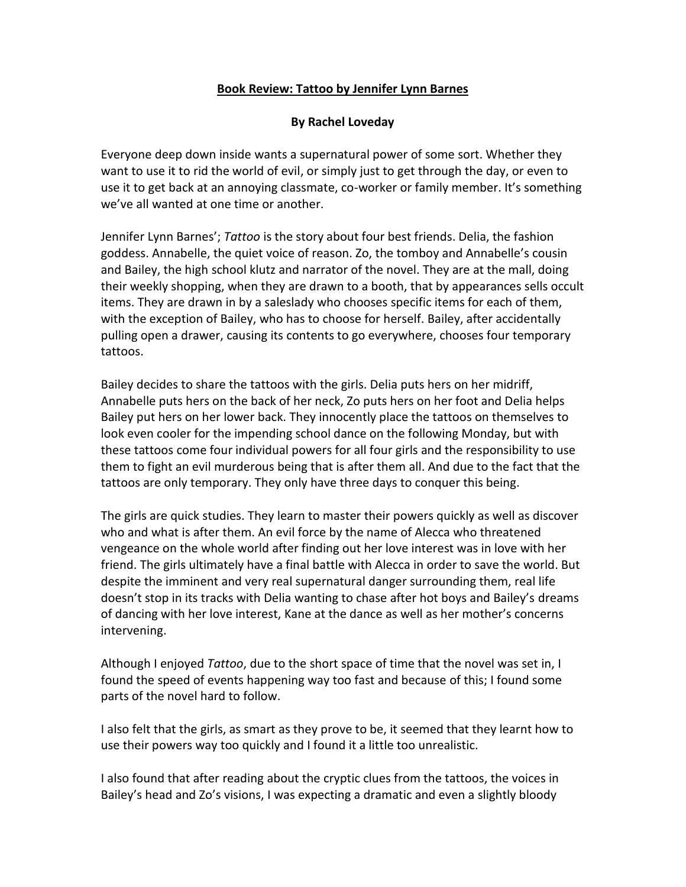**Book Review: Tattoo by Jennifer Lynn Barnes**

**By Rachel Loveday**

Everyone deep down inside wants a supernatural power of some sort. Whether they want to use it to rid the world of evil, or simply just to get through the day, or even to use it to get back at an annoying classmate, co-worker or family member. It's something we've all wanted at one time or another.

Jennifer Lynn Barnes'; *Tattoo* is the story about four best friends. Delia, the fashion goddess. Annabelle, the quiet voice of reason. Zo, the tomboy and Annabelle's cousin and Bailey, the high school klutz and narrator of the novel. They are at the mall, doing their weekly shopping, when they are drawn to a booth, that by appearances sells occult items. They are drawn in by a saleslady who chooses specific items for each of them, with the exception of Bailey, who has to choose for herself. Bailey, after accidentally pulling open a drawer, causing its contents to go everywhere, chooses four temporary tattoos.

Bailey decides to share the tattoos with the girls. Delia puts hers on her midriff, Annabelle puts hers on the back of her neck, Zo puts hers on her foot and Delia helps Bailey put hers on her lower back. They innocently place the tattoos on themselves to look even cooler for the impending school dance on the following Monday, but with these tattoos come four individual powers for all four girls and the responsibility to use them to fight an evil murderous being that is after them all. And due to the fact that the tattoos are only temporary. They only have three days to conquer this being.

The girls are quick studies. They learn to master their powers quickly as well as discover who and what is after them. An evil force by the name of Alecca who threatened vengeance on the whole world after finding out her love interest was in love with her friend. The girls ultimately have a final battle with Alecca in order to save the world. But despite the imminent and very real supernatural danger surrounding them, real life doesn't stop in its tracks with Delia wanting to chase after hot boys and Bailey's dreams of dancing with her love interest, Kane at the dance as well as her mother's concerns intervening.

Although I enjoyed *Tattoo*, due to the short space of time that the novel was set in, I found the speed of events happening way too fast and because of this; I found some parts of the novel hard to follow.

I also felt that the girls, as smart as they prove to be, it seemed that they learnt how to use their powers way too quickly and I found it a little too unrealistic.

I also found that after reading about the cryptic clues from the tattoos, the voices in Bailey's head and Zo's visions, I was expecting a dramatic and even a slightly bloody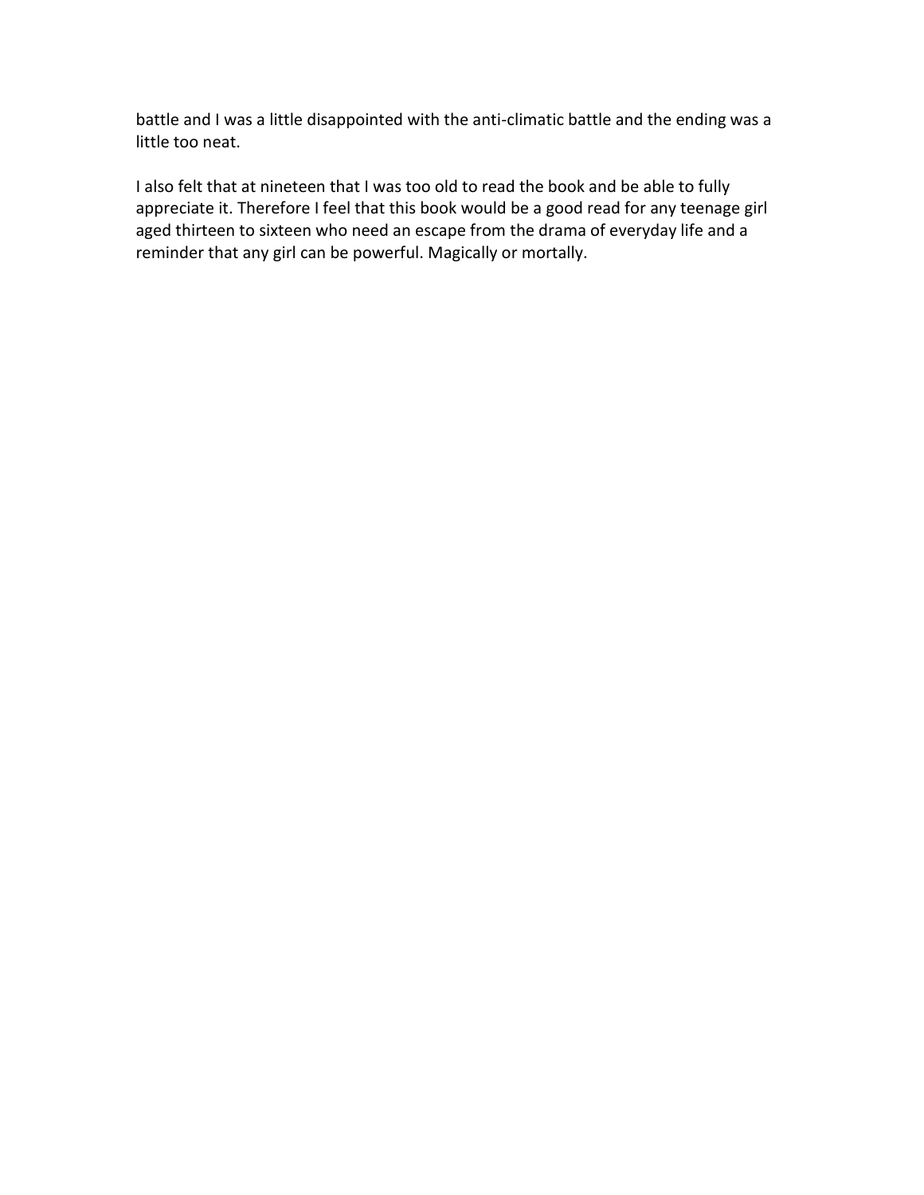battle and I was a little disappointed with the anti-climatic battle and the ending was a little too neat.

I also felt that at nineteen that I was too old to read the book and be able to fully appreciate it. Therefore I feel that this book would be a good read for any teenage girl aged thirteen to sixteen who need an escape from the drama of everyday life and a reminder that any girl can be powerful. Magically or mortally.